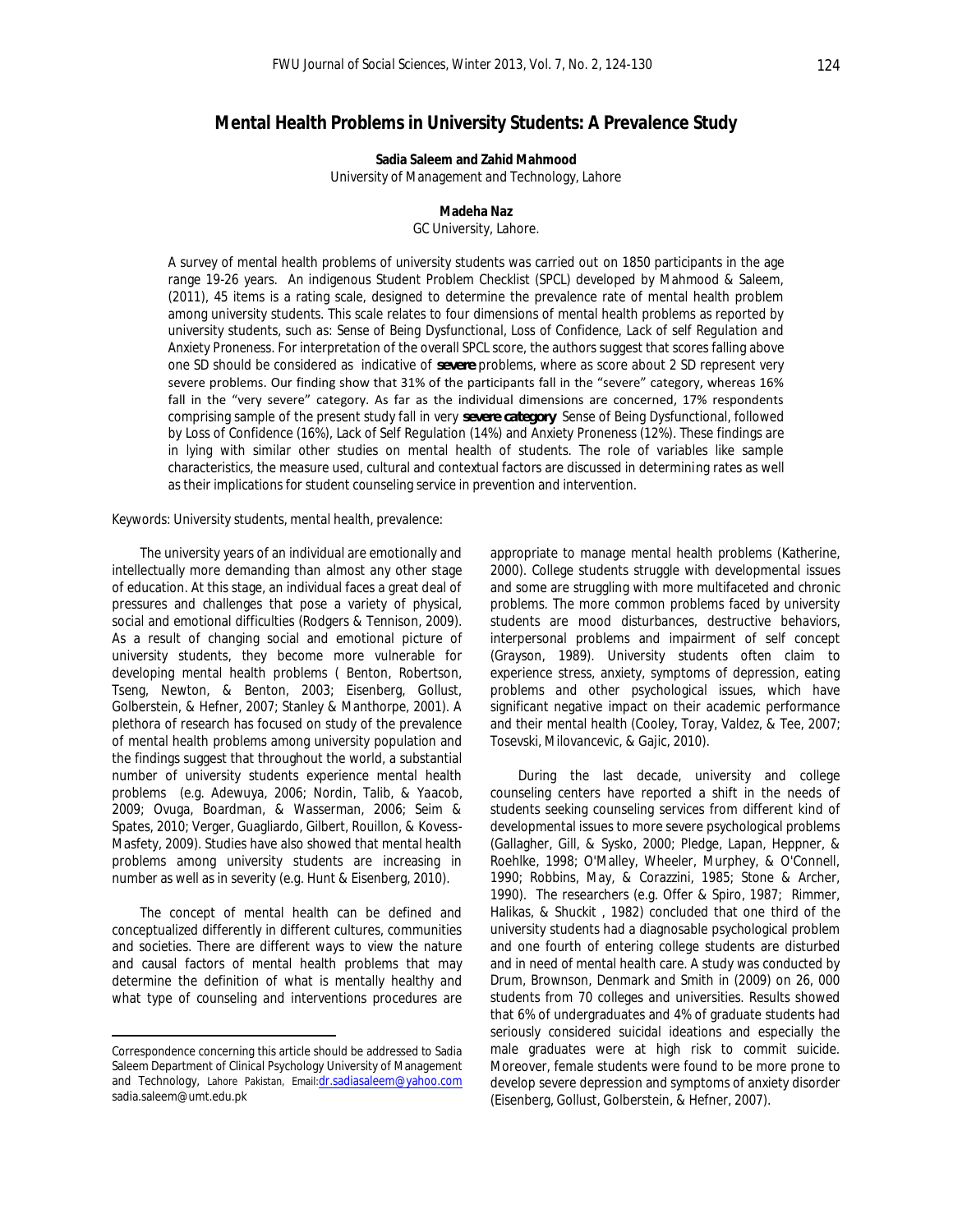# Mental Health Problems in University Students: A Prevalence Study

**Sadia Saleem and Zahid Mahmood**
University of Management and Technology, Lahore

**Madeha Naz**
GC University, Lahore.

A survey of mental health problems of university students was carried out on 1850 participants in the age range 19-26 years. An indigenous Student Problem Checklist (SPCL) developed by Mahmood & Saleem, (2011), 45 items is a rating scale, designed to determine the prevalence rate of mental health problem among university students. This scale relates to four dimensions of mental health problems as reported by university students, such as: Sense of Being Dysfunctional, Loss of Confidence, Lack of self Regulation and Anxiety Proneness. For interpretation of the overall SPCL score, the authors suggest that scores falling above one SD should be considered as indicative of ***severe*** problems, where as score about 2 SD represent very severe problems. Our finding show that 31% of the participants fall in the "severe" category, whereas 16% fall in the "very severe" category. As far as the individual dimensions are concerned, 17% respondents comprising sample of the present study fall in very ***severe category*** Sense of Being Dysfunctional, followed by Loss of Confidence (16%), Lack of Self Regulation (14%) and Anxiety Proneness (12%). These findings are in lying with similar other studies on mental health of students. The role of variables like sample characteristics, the measure used, cultural and contextual factors are discussed in determining rates as well as their implications for student counseling service in prevention and intervention.

Keywords: University students, mental health, prevalence:

The university years of an individual are emotionally and intellectually more demanding than almost any other stage of education. At this stage, an individual faces a great deal of pressures and challenges that pose a variety of physical, social and emotional difficulties (Rodgers & Tennison, 2009). As a result of changing social and emotional picture of university students, they become more vulnerable for developing mental health problems ( Benton, Robertson, Tseng, Newton, & Benton, 2003; Eisenberg, Gollust, Golberstein, & Hefner, 2007; Stanley & Manthorpe, 2001). A plethora of research has focused on study of the prevalence of mental health problems among university population and the findings suggest that throughout the world, a substantial number of university students experience mental health problems (e.g. Adewuya, 2006; Nordin, Talib, & Yaacob, 2009; Ovuga, Boardman, & Wasserman, 2006; Seim & Spates, 2010; Verger, Guagliardo, Gilbert, Rouillon, & Kovess-Masfety, 2009). Studies have also showed that mental health problems among university students are increasing in number as well as in severity (e.g. Hunt & Eisenberg, 2010).

The concept of mental health can be defined and conceptualized differently in different cultures, communities and societies. There are different ways to view the nature and causal factors of mental health problems that may determine the definition of what is mentally healthy and what type of counseling and interventions procedures are appropriate to manage mental health problems (Katherine, 2000). College students struggle with developmental issues and some are struggling with more multifaceted and chronic problems. The more common problems faced by university students are mood disturbances, destructive behaviors, interpersonal problems and impairment of self concept (Grayson, 1989). University students often claim to experience stress, anxiety, symptoms of depression, eating problems and other psychological issues, which have significant negative impact on their academic performance and their mental health (Cooley, Toray, Valdez, & Tee, 2007; Tosevski, Milovancevic, & Gajic, 2010).

During the last decade, university and college counseling centers have reported a shift in the needs of students seeking counseling services from different kind of developmental issues to more severe psychological problems (Gallagher, Gill, & Sysko, 2000; Pledge, Lapan, Heppner, & Roehlke, 1998; O'Malley, Wheeler, Murphey, & O'Connell, 1990; Robbins, May, & Corazzini, 1985; Stone & Archer, 1990). The researchers (e.g. Offer & Spiro, 1987; Rimmer, Halikas, & Shuckit , 1982) concluded that one third of the university students had a diagnosable psychological problem and one fourth of entering college students are disturbed and in need of mental health care. A study was conducted by Drum, Brownson, Denmark and Smith in (2009) on 26, 000 students from 70 colleges and universities. Results showed that 6% of undergraduates and 4% of graduate students had seriously considered suicidal ideations and especially the male graduates were at high risk to commit suicide. Moreover, female students were found to be more prone to develop severe depression and symptoms of anxiety disorder (Eisenberg, Gollust, Golberstein, & Hefner, 2007).

---

Correspondence concerning this article should be addressed to Sadia Saleem Department of Clinical Psychology University of Management and Technology, Lahore Pakistan, Email:dr.sadiasaleem@yahoo.com sadia.saleem@umt.edu.pk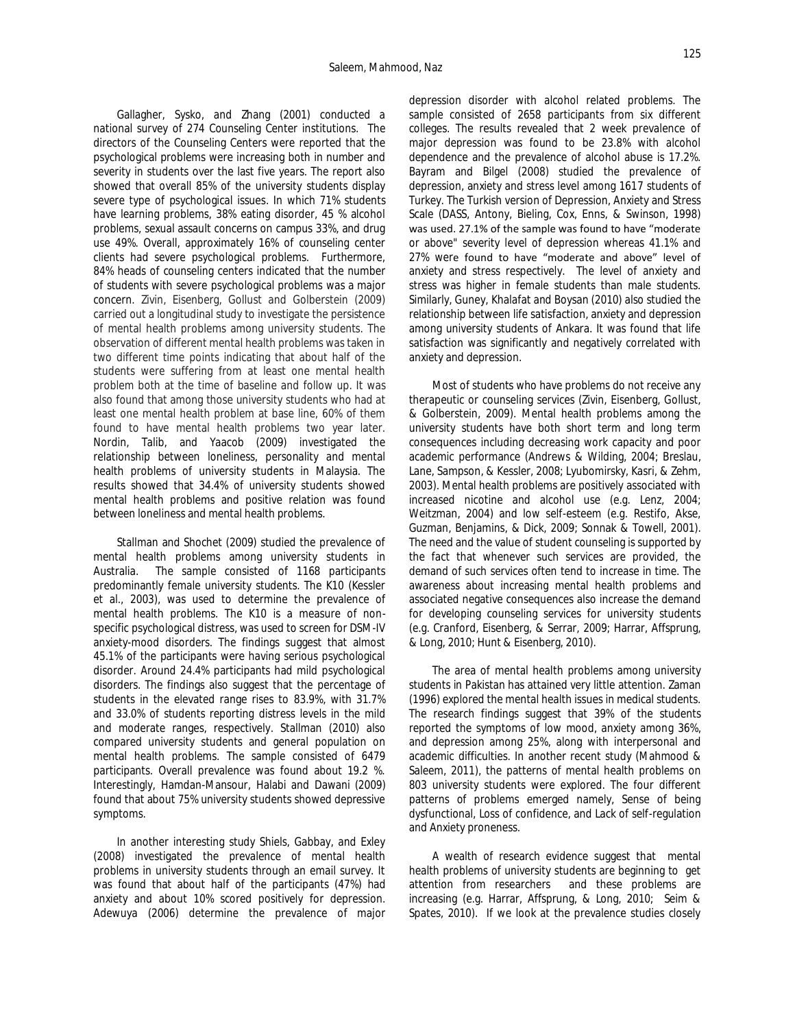Gallagher, Sysko, and Zhang (2001) conducted a national survey of 274 Counseling Center institutions. The directors of the Counseling Centers were reported that the psychological problems were increasing both in number and severity in students over the last five years. The report also showed that overall 85% of the university students display severe type of psychological issues. In which 71% students have learning problems, 38% eating disorder, 45 % alcohol problems, sexual assault concerns on campus 33%, and drug use 49%. Overall, approximately 16% of counseling center clients had severe psychological problems. Furthermore, 84% heads of counseling centers indicated that the number of students with severe psychological problems was a major concern. Zivin, Eisenberg, Gollust and Golberstein (2009) carried out a longitudinal study to investigate the persistence of mental health problems among university students. The observation of different mental health problems was taken in two different time points indicating that about half of the students were suffering from at least one mental health problem both at the time of baseline and follow up. It was also found that among those university students who had at least one mental health problem at base line, 60% of them found to have mental health problems two year later. Nordin, Talib, and Yaacob (2009) investigated the relationship between loneliness, personality and mental health problems of university students in Malaysia. The results showed that 34.4% of university students showed mental health problems and positive relation was found between loneliness and mental health problems.

Stallman and Shochet (2009) studied the prevalence of mental health problems among university students in Australia. The sample consisted of 1168 participants predominantly female university students. The K10 (Kessler et al., 2003), was used to determine the prevalence of mental health problems. The K10 is a measure of non-specific psychological distress, was used to screen for DSM-IV anxiety-mood disorders. The findings suggest that almost 45.1% of the participants were having serious psychological disorder. Around 24.4% participants had mild psychological disorders. The findings also suggest that the percentage of students in the elevated range rises to 83.9%, with 31.7% and 33.0% of students reporting distress levels in the mild and moderate ranges, respectively. Stallman (2010) also compared university students and general population on mental health problems. The sample consisted of 6479 participants. Overall prevalence was found about 19.2 %. Interestingly, Hamdan-Mansour, Halabi and Dawani (2009) found that about 75% university students showed depressive symptoms.

In another interesting study Shiels, Gabbay, and Exley (2008) investigated the prevalence of mental health problems in university students through an email survey. It was found that about half of the participants (47%) had anxiety and about 10% scored positively for depression. Adewuya (2006) determine the prevalence of major depression disorder with alcohol related problems. The sample consisted of 2658 participants from six different colleges. The results revealed that 2 week prevalence of major depression was found to be 23.8% with alcohol dependence and the prevalence of alcohol abuse is 17.2%. Bayram and Bilgel (2008) studied the prevalence of depression, anxiety and stress level among 1617 students of Turkey. The Turkish version of Depression, Anxiety and Stress Scale (DASS, Antony, Bieling, Cox, Enns, & Swinson, 1998) was used. 27.1% of the sample was found to have "moderate or above" severity level of depression whereas 41.1% and 27% were found to have "moderate and above" level of anxiety and stress respectively. The level of anxiety and stress was higher in female students than male students. Similarly, Guney, Khalafat and Boysan (2010) also studied the relationship between life satisfaction, anxiety and depression among university students of Ankara. It was found that life satisfaction was significantly and negatively correlated with anxiety and depression.

Most of students who have problems do not receive any therapeutic or counseling services (Zivin, Eisenberg, Gollust, & Golberstein, 2009). Mental health problems among the university students have both short term and long term consequences including decreasing work capacity and poor academic performance (Andrews & Wilding, 2004; Breslau, Lane, Sampson, & Kessler, 2008; Lyubomirsky, Kasri, & Zehm, 2003). Mental health problems are positively associated with increased nicotine and alcohol use (e.g. Lenz, 2004; Weitzman, 2004) and low self-esteem (e.g. Restifo, Akse, Guzman, Benjamins, & Dick, 2009; Sonnak & Towell, 2001). The need and the value of student counseling is supported by the fact that whenever such services are provided, the demand of such services often tend to increase in time. The awareness about increasing mental health problems and associated negative consequences also increase the demand for developing counseling services for university students (e.g. Cranford, Eisenberg, & Serrar, 2009; Harrar, Affsprung, & Long, 2010; Hunt & Eisenberg, 2010).

The area of mental health problems among university students in Pakistan has attained very little attention. Zaman (1996) explored the mental health issues in medical students. The research findings suggest that 39% of the students reported the symptoms of low mood, anxiety among 36%, and depression among 25%, along with interpersonal and academic difficulties. In another recent study (Mahmood & Saleem, 2011), the patterns of mental health problems on 803 university students were explored. The four different patterns of problems emerged namely, Sense of being dysfunctional, Loss of confidence, and Lack of self-regulation and Anxiety proneness.

A wealth of research evidence suggest that mental health problems of university students are beginning to get attention from researchers and these problems are increasing (e.g. Harrar, Affsprung, & Long, 2010; Seim & Spates, 2010). If we look at the prevalence studies closely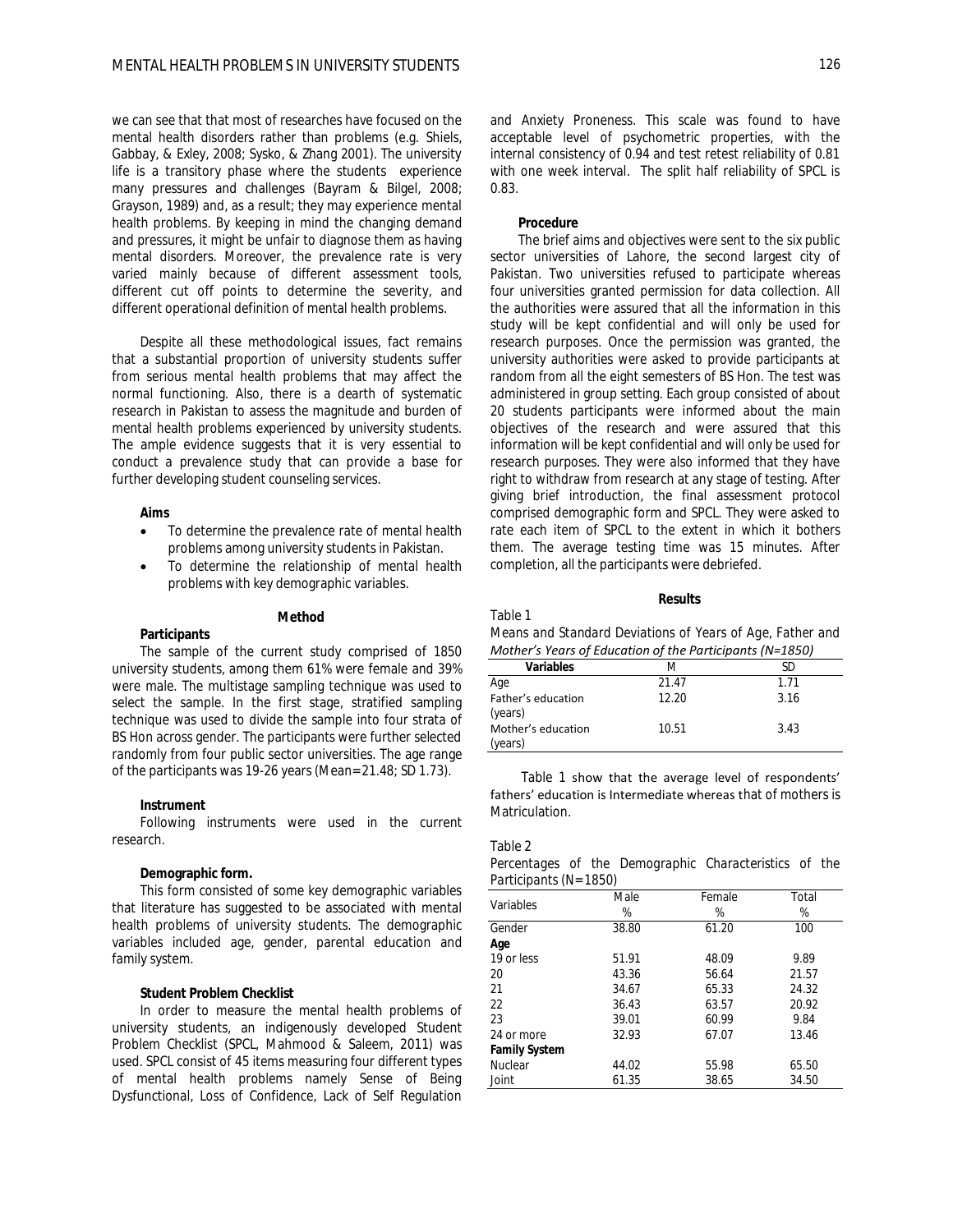we can see that that most of researches have focused on the mental health disorders rather than problems (e.g. Shiels, Gabbay, & Exley, 2008; Sysko, & Zhang 2001). The university life is a transitory phase where the students experience many pressures and challenges (Bayram & Bilgel, 2008; Grayson, 1989) and, as a result; they may experience mental health problems. By keeping in mind the changing demand and pressures, it might be unfair to diagnose them as having mental disorders. Moreover, the prevalence rate is very varied mainly because of different assessment tools, different cut off points to determine the severity, and different operational definition of mental health problems.

Despite all these methodological issues, fact remains that a substantial proportion of university students suffer from serious mental health problems that may affect the normal functioning. Also, there is a dearth of systematic research in Pakistan to assess the magnitude and burden of mental health problems experienced by university students. The ample evidence suggests that it is very essential to conduct a prevalence study that can provide a base for further developing student counseling services.

### Aims

- To determine the prevalence rate of mental health problems among university students in Pakistan.
- To determine the relationship of mental health problems with key demographic variables.

## Method

### Participants

The sample of the current study comprised of 1850 university students, among them 61% were female and 39% were male. The multistage sampling technique was used to select the sample. In the first stage, stratified sampling technique was used to divide the sample into four strata of BS Hon across gender. The participants were further selected randomly from four public sector universities. The age range of the participants was 19-26 years (Mean= 21.48; SD 1.73).

### Instrument

Following instruments were used in the current research.

#### Demographic form.

This form consisted of some key demographic variables that literature has suggested to be associated with mental health problems of university students. The demographic variables included age, gender, parental education and family system.

#### Student Problem Checklist

In order to measure the mental health problems of university students, an indigenously developed Student Problem Checklist (SPCL, Mahmood & Saleem, 2011) was used. SPCL consist of 45 items measuring four different types of mental health problems namely Sense of Being Dysfunctional, Loss of Confidence, Lack of Self Regulation and Anxiety Proneness. This scale was found to have acceptable level of psychometric properties, with the internal consistency of 0.94 and test retest reliability of 0.81 with one week interval. The split half reliability of SPCL is 0.83.

### Procedure

The brief aims and objectives were sent to the six public sector universities of Lahore, the second largest city of Pakistan. Two universities refused to participate whereas four universities granted permission for data collection. All the authorities were assured that all the information in this study will be kept confidential and will only be used for research purposes. Once the permission was granted, the university authorities were asked to provide participants at random from all the eight semesters of BS Hon. The test was administered in group setting. Each group consisted of about 20 students participants were informed about the main objectives of the research and were assured that this information will be kept confidential and will only be used for research purposes. They were also informed that they have right to withdraw from research at any stage of testing. After giving brief introduction, the final assessment protocol comprised demographic form and SPCL. They were asked to rate each item of SPCL to the extent in which it bothers them. The average testing time was 15 minutes. After completion, all the participants were debriefed.

## Results

Table 1

*Means and Standard Deviations of Years of Age, Father and Mother's Years of Education of the Participants (N=1850)*

| Variables | M | SD |
|---|---|---|
| Age | 21.47 | 1.71 |
| Father's education (years) | 12.20 | 3.16 |
| Mother's education (years) | 10.51 | 3.43 |

Table 1 show that the average level of respondents' fathers' education is Intermediate whereas that of mothers is Matriculation.

Table 2

Percentages of the Demographic Characteristics of the Participants (N=1850)

| Variables | Male % | Female % | Total % |
|---|---|---|---|
| Gender | 38.80 | 61.20 | 100 |
| **Age** | | | |
| 19 or less | 51.91 | 48.09 | 9.89 |
| 20 | 43.36 | 56.64 | 21.57 |
| 21 | 34.67 | 65.33 | 24.32 |
| 22 | 36.43 | 63.57 | 20.92 |
| 23 | 39.01 | 60.99 | 9.84 |
| 24 or more | 32.93 | 67.07 | 13.46 |
| **Family System** | | | |
| Nuclear | 44.02 | 55.98 | 65.50 |
| Joint | 61.35 | 38.65 | 34.50 |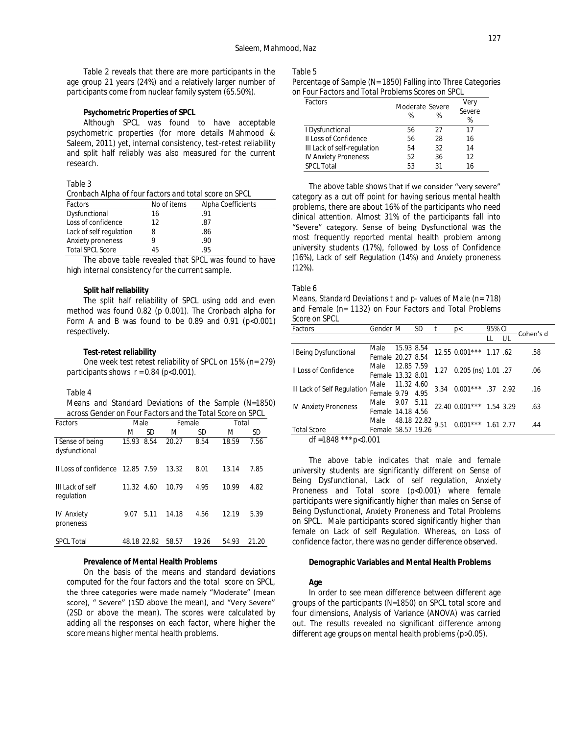Table 2 reveals that there are more participants in the age group 21 years (24%) and a relatively larger number of participants come from nuclear family system (65.50%).

### Psychometric Properties of SPCL

Although SPCL was found to have acceptable psychometric properties (for more details Mahmood & Saleem, 2011) yet, internal consistency, test-retest reliability and split half reliably was also measured for the current research.

Table 3

*Cronbach Alpha of four factors and total score on SPCL*

| Factors | No of items | Alpha Coefficients |
|---|---|---|
| Dysfunctional | 16 | .91 |
| Loss of confidence | 12 | .87 |
| Lack of self regulation | 8 | .86 |
| Anxiety proneness | 9 | .90 |
| Total SPCL Score | 45 | .95 |

The above table revealed that SPCL was found to have high internal consistency for the current sample.

### Split half reliability

The split half reliability of SPCL using odd and even method was found 0.82 (p 0.001). The Cronbach alpha for Form A and B was found to be 0.89 and 0.91 ($p<0.001$) respectively.

### Test-retest reliability

One week test retest reliability of SPCL on 15% (n= 279) participants shows $r = 0.84$ ($p<0.001$).

Table 4

*Means and Standard Deviations of the Sample (N=1850) across Gender on Four Factors and the Total Score on SPCL*

| Factors | Male | | Female | | Total | |
|---|---|---|---|---|---|---|
| | M | SD | M | SD | M | SD |
| I Sense of being dysfunctional | 15.93 | 8.54 | 20.27 | 8.54 | 18.59 | 7.56 |
| II Loss of confidence | 12.85 | 7.59 | 13.32 | 8.01 | 13.14 | 7.85 |
| III Lack of self regulation | 11.32 | 4.60 | 10.79 | 4.95 | 10.99 | 4.82 |
| IV Anxiety proneness | 9.07 | 5.11 | 14.18 | 4.56 | 12.19 | 5.39 |
| SPCL Total | 48.18 | 22.82 | 58.57 | 19.26 | 54.93 | 21.20 |

### Prevalence of Mental Health Problems

On the basis of the means and standard deviations computed for the four factors and the total score on SPCL, the three categories were made namely "Moderate" (mean score), " Severe" (1SD above the mean), and "Very Severe" (2SD or above the mean). The scores were calculated by adding all the responses on each factor, where higher the score means higher mental health problems.

Table 5

*Percentage of Sample (N= 1850) Falling into Three Categories on Four Factors and Total Problems Scores on SPCL*

| Factors | Moderate % | Severe % | Very Severe % |
|---|---|---|---|
| I Dysfunctional | 56 | 27 | 17 |
| II Loss of Confidence | 56 | 28 | 16 |
| III Lack of self-regulation | 54 | 32 | 14 |
| IV Anxiety Proneness | 52 | 36 | 12 |
| SPCL Total | 53 | 31 | 16 |

The above table shows that if we consider "very severe" category as a cut off point for having serious mental health problems, there are about 16% of the participants who need clinical attention. Almost 31% of the participants fall into "Severe" category. Sense of being Dysfunctional was the most frequently reported mental health problem among university students (17%), followed by Loss of Confidence (16%), Lack of self Regulation (14%) and Anxiety proneness (12%).

Table 6

*Means, Standard Deviations t and p- values of Male (n= 718) and Female (n= 1132) on Four Factors and Total Problems Score on SPCL*

| Factors | Gender | M | SD | t | p< | 95% CI LL | 95% CI UL | Cohen's d |
|---|---|---|---|---|---|---|---|---|
| I Being Dysfunctional | Male | 15.93 | 8.54 | 12.55 | 0.001*** | 1.17 | .62 | .58 |
| | Female | 20.27 | 8.54 | | | | | |
| II Loss of Confidence | Male | 12.85 | 7.59 | 1.27 | 0.205 (ns) | 1.01 | .27 | .06 |
| | Female | 13.32 | 8.01 | | | | | |
| III Lack of Self Regulation | Male | 11.32 | 4.60 | 3.34 | 0.001*** | .37 | 2.92 | .16 |
| | Female | 9.79 | 4.95 | | | | | |
| IV Anxiety Proneness | Male | 9.07 | 5.11 | 22.40 | 0.001*** | 1.54 | 3.29 | .63 |
| | Female | 14.18 | 4.56 | | | | | |
| Total Score | Male | 48.18 | 22.82 | 9.51 | 0.001*** | 1.61 | 2.77 | .44 |
| | Female | 58.57 | 19.26 | | | | | |

df =1848 ***p<0.001

The above table indicates that male and female university students are significantly different on Sense of Being Dysfunctional, Lack of self regulation, Anxiety Proneness and Total score ($p<0.001$) where female participants were significantly higher than males on Sense of Being Dysfunctional, Anxiety Proneness and Total Problems on SPCL. Male participants scored significantly higher than female on Lack of self Regulation. Whereas, on Loss of confidence factor, there was no gender difference observed.

### Demographic Variables and Mental Health Problems

#### Age

In order to see mean difference between different age groups of the participants (N=1850) on SPCL total score and four dimensions, Analysis of Variance (ANOVA) was carried out. The results revealed no significant difference among different age groups on mental health problems ($p>0.05$).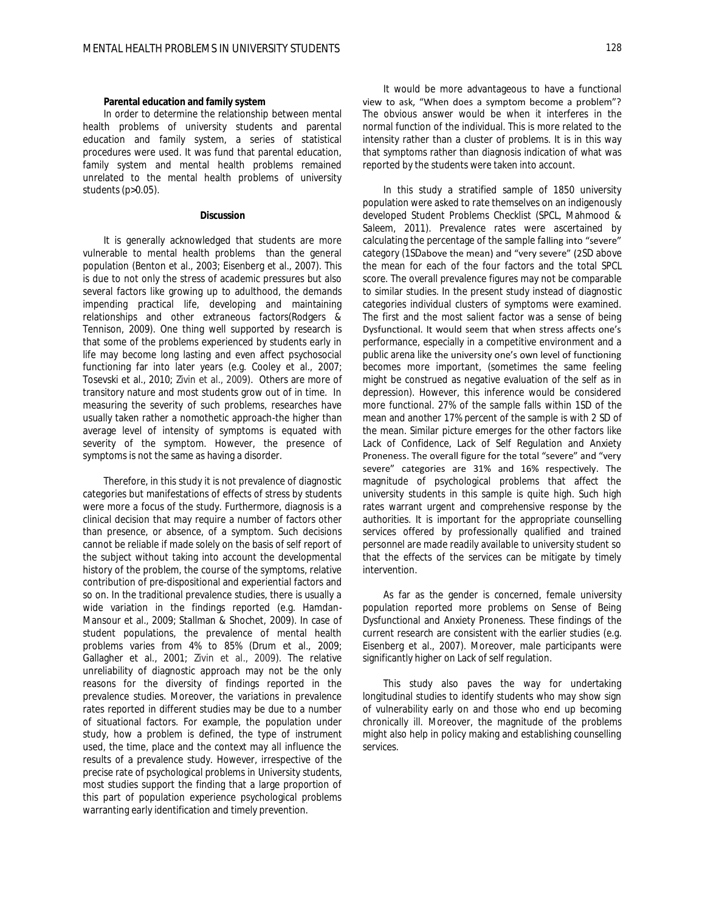**Parental education and family system**

In order to determine the relationship between mental health problems of university students and parental education and family system, a series of statistical procedures were used. It was fund that parental education, family system and mental health problems remained unrelated to the mental health problems of university students ($p>0.05$).

## Discussion

It is generally acknowledged that students are more vulnerable to mental health problems than the general population (Benton et al., 2003; Eisenberg et al., 2007). This is due to not only the stress of academic pressures but also several factors like growing up to adulthood, the demands impending practical life, developing and maintaining relationships and other extraneous factors(Rodgers & Tennison, 2009). One thing well supported by research is that some of the problems experienced by students early in life may become long lasting and even affect psychosocial functioning far into later years (e.g. Cooley et al., 2007; Tosevski et al., 2010; Zivin et al., 2009). Others are more of transitory nature and most students grow out of in time. In measuring the severity of such problems, researches have usually taken rather a nomothetic approach-the higher than average level of intensity of symptoms is equated with severity of the symptom. However, the presence of symptoms is not the same as having a disorder.

Therefore, in this study it is not prevalence of diagnostic categories but manifestations of effects of stress by students were more a focus of the study. Furthermore, diagnosis is a clinical decision that may require a number of factors other than presence, or absence, of a symptom. Such decisions cannot be reliable if made solely on the basis of self report of the subject without taking into account the developmental history of the problem, the course of the symptoms, relative contribution of pre-dispositional and experiential factors and so on. In the traditional prevalence studies, there is usually a wide variation in the findings reported (e.g. Hamdan-Mansour et al., 2009; Stallman & Shochet, 2009). In case of student populations, the prevalence of mental health problems varies from 4% to 85% (Drum et al., 2009; Gallagher et al., 2001; Zivin et al., 2009). The relative unreliability of diagnostic approach may not be the only reasons for the diversity of findings reported in the prevalence studies. Moreover, the variations in prevalence rates reported in different studies may be due to a number of situational factors. For example, the population under study, how a problem is defined, the type of instrument used, the time, place and the context may all influence the results of a prevalence study. However, irrespective of the precise rate of psychological problems in University students, most studies support the finding that a large proportion of this part of population experience psychological problems warranting early identification and timely prevention.

It would be more advantageous to have a functional view to ask, "When does a symptom become a problem"? The obvious answer would be when it interferes in the normal function of the individual. This is more related to the intensity rather than a cluster of problems. It is in this way that symptoms rather than diagnosis indication of what was reported by the students were taken into account.

In this study a stratified sample of 1850 university population were asked to rate themselves on an indigenously developed Student Problems Checklist (SPCL, Mahmood & Saleem, 2011). Prevalence rates were ascertained by calculating the percentage of the sample falling into "severe" category (1SDabove the mean) and "very severe" (2SD above the mean for each of the four factors and the total SPCL score. The overall prevalence figures may not be comparable to similar studies. In the present study instead of diagnostic categories individual clusters of symptoms were examined. The first and the most salient factor was a sense of being Dysfunctional. It would seem that when stress affects one's performance, especially in a competitive environment and a public arena like the university one's own level of functioning becomes more important, (sometimes the same feeling might be construed as negative evaluation of the self as in depression). However, this inference would be considered more functional. 27% of the sample falls within 1SD of the mean and another 17% percent of the sample is with 2 SD of the mean. Similar picture emerges for the other factors like Lack of Confidence, Lack of Self Regulation and Anxiety Proneness. The overall figure for the total "severe" and "very severe" categories are 31% and 16% respectively. The magnitude of psychological problems that affect the university students in this sample is quite high. Such high rates warrant urgent and comprehensive response by the authorities. It is important for the appropriate counselling services offered by professionally qualified and trained personnel are made readily available to university student so that the effects of the services can be mitigate by timely intervention.

As far as the gender is concerned, female university population reported more problems on Sense of Being Dysfunctional and Anxiety Proneness. These findings of the current research are consistent with the earlier studies (e.g. Eisenberg et al., 2007). Moreover, male participants were significantly higher on Lack of self regulation.

This study also paves the way for undertaking longitudinal studies to identify students who may show sign of vulnerability early on and those who end up becoming chronically ill. Moreover, the magnitude of the problems might also help in policy making and establishing counselling services.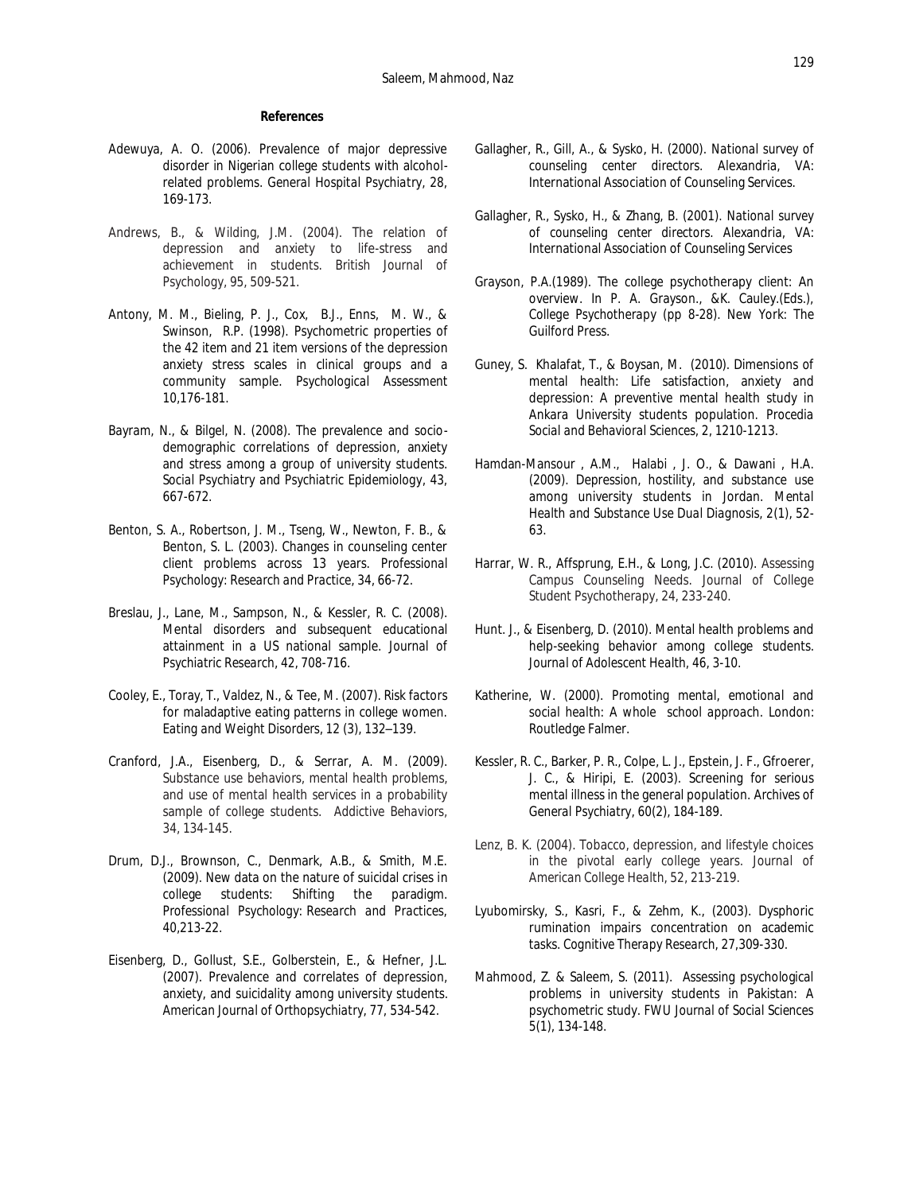**References**

Adewuya, A. O. (2006). Prevalence of major depressive disorder in Nigerian college students with alcohol-related problems. *General Hospital Psychiatry*, 28, 169-173.

Andrews, B., & Wilding, J.M. (2004). The relation of depression and anxiety to life-stress and achievement in students. *British Journal of Psychology*, 95, 509-521.

Antony, M. M., Bieling, P. J., Cox, B.J., Enns, M. W., & Swinson, R.P. (1998). Psychometric properties of the 42 item and 21 item versions of the depression anxiety stress scales in clinical groups and a community sample. *Psychological Assessment* 10,176-181.

Bayram, N., & Bilgel, N. (2008). The prevalence and socio-demographic correlations of depression, anxiety and stress among a group of university students. *Social Psychiatry and Psychiatric Epidemiology*, 43, 667-672.

Benton, S. A., Robertson, J. M., Tseng, W., Newton, F. B., & Benton, S. L. (2003). Changes in counseling center client problems across 13 years. *Professional Psychology: Research and Practice*, 34, 66-72.

Breslau, J., Lane, M., Sampson, N., & Kessler, R. C. (2008). Mental disorders and subsequent educational attainment in a US national sample. *Journal of Psychiatric Research*, 42, 708-716.

Cooley, E., Toray, T., Valdez, N., & Tee, M. (2007). Risk factors for maladaptive eating patterns in college women. *Eating and Weight Disorders*, 12 (3), 132–139.

Cranford, J.A., Eisenberg, D., & Serrar, A. M. (2009). Substance use behaviors, mental health problems, and use of mental health services in a probability sample of college students. *Addictive Behaviors*, 34, 134-145.

Drum, D.J., Brownson, C., Denmark, A.B., & Smith, M.E. (2009). New data on the nature of suicidal crises in college students: Shifting the paradigm. *Professional Psychology: Research and Practices*, 40,213-22.

Eisenberg, D., Gollust, S.E., Golberstein, E., & Hefner, J.L. (2007). Prevalence and correlates of depression, anxiety, and suicidality among university students. *American Journal of Orthopsychiatry*, 77, 534-542.

Gallagher, R., Gill, A., & Sysko, H. (2000). *National survey of counseling center directors*. Alexandria, VA: International Association of Counseling Services.

Gallagher, R., Sysko, H., & Zhang, B. (2001). *National survey of counseling center directors*. Alexandria, VA: International Association of Counseling Services

Grayson, P.A.(1989). The college psychotherapy client: An overview. In P. A. Grayson., &K. Cauley.(Eds.), *College Psychotherapy* (pp 8-28). New York: The Guilford Press.

Guney, S. Khalafat, T., & Boysan, M. (2010). Dimensions of mental health: Life satisfaction, anxiety and depression: A preventive mental health study in Ankara University students population. *Procedia Social and Behavioral Sciences*, 2, 1210-1213.

Hamdan-Mansour , A.M., Halabi , J. O., & Dawani , H.A. (2009). Depression, hostility, and substance use among university students in Jordan. *Mental Health and Substance Use Dual Diagnosis*, 2(1), 52-63.

Harrar, W. R., Affsprung, E.H., & Long, J.C. (2010). Assessing Campus Counseling Needs. *Journal of College Student Psychotherapy*, 24, 233-240.

Hunt. J., & Eisenberg, D. (2010). Mental health problems and help-seeking behavior among college students. *Journal of Adolescent Health*, 46, 3-10.

Katherine, W. (2000). *Promoting mental, emotional and social health: A whole school approach*. London: Routledge Falmer.

Kessler, R. C., Barker, P. R., Colpe, L. J., Epstein, J. F., Gfroerer, J. C., & Hiripi, E. (2003). Screening for serious mental illness in the general population. *Archives of General Psychiatry*, 60(2), 184-189.

Lenz, B. K. (2004). Tobacco, depression, and lifestyle choices in the pivotal early college years. *Journal of American College Health*, 52, 213-219.

Lyubomirsky, S., Kasri, F., & Zehm, K., (2003). Dysphoric rumination impairs concentration on academic tasks. *Cognitive Therapy Research*, 27,309-330.

Mahmood, Z. & Saleem, S. (2011). Assessing psychological problems in university students in Pakistan: A psychometric study. *FWU Journal of Social Sciences* 5(1), 134-148.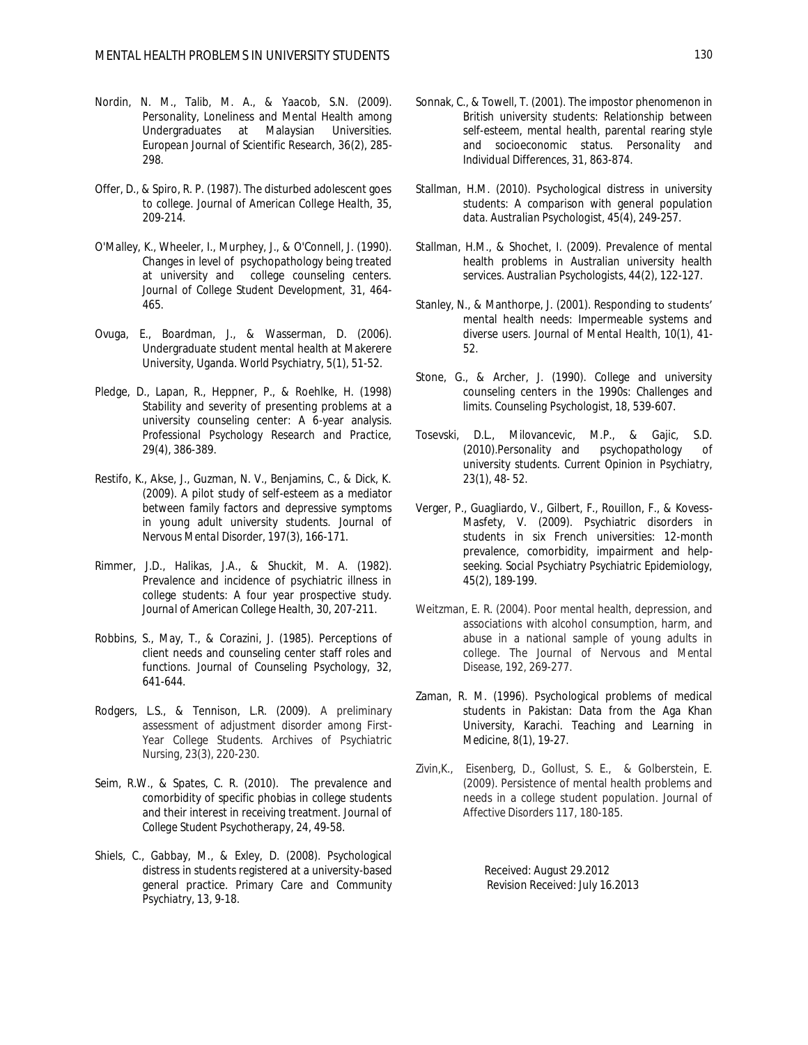Nordin, N. M., Talib, M. A., & Yaacob, S.N. (2009). Personality, Loneliness and Mental Health among Undergraduates at Malaysian Universities. *European Journal of Scientific Research*, 36(2), 285-298.

Offer, D., & Spiro, R. P. (1987). The disturbed adolescent goes to college. *Journal of American College Health*, 35, 209-214.

O'Malley, K., Wheeler, I., Murphey, J., & O'Connell, J. (1990). Changes in level of psychopathology being treated at university and college counseling centers. *Journal of College Student Development*, 31, 464-465.

Ovuga, E., Boardman, J., & Wasserman, D. (2006). Undergraduate student mental health at Makerere University, Uganda. *World Psychiatry*, 5(1), 51-52.

Pledge, D., Lapan, R., Heppner, P., & Roehlke, H. (1998) Stability and severity of presenting problems at a university counseling center: A 6-year analysis. *Professional Psychology Research and Practice*, 29(4), 386-389.

Restifo, K., Akse, J., Guzman, N. V., Benjamins, C., & Dick, K. (2009). A pilot study of self-esteem as a mediator between family factors and depressive symptoms in young adult university students. *Journal of Nervous Mental Disorder*, 197(3), 166-171.

Rimmer, J.D., Halikas, J.A., & Shuckit, M. A. (1982). Prevalence and incidence of psychiatric illness in college students: A four year prospective study. *Journal of American College Health*, 30, 207-211.

Robbins, S., May, T., & Corazini, J. (1985). Perceptions of client needs and counseling center staff roles and functions. *Journal of Counseling Psychology*, 32, 641-644.

Rodgers, L.S., & Tennison, L.R. (2009). A preliminary assessment of adjustment disorder among First-Year College Students. *Archives of Psychiatric Nursing*, 23(3), 220-230.

Seim, R.W., & Spates, C. R. (2010). The prevalence and comorbidity of specific phobias in college students and their interest in receiving treatment. *Journal of College Student Psychotherapy*, 24, 49-58.

Shiels, C., Gabbay, M., & Exley, D. (2008). Psychological distress in students registered at a university-based general practice. *Primary Care and Community Psychiatry*, 13, 9-18.

Sonnak, C., & Towell, T. (2001). The impostor phenomenon in British university students: Relationship between self-esteem, mental health, parental rearing style and socioeconomic status. *Personality and Individual Differences*, 31, 863-874.

Stallman, H.M. (2010). Psychological distress in university students: A comparison with general population data. *Australian Psychologist*, 45(4), 249-257.

Stallman, H.M., & Shochet, I. (2009). Prevalence of mental health problems in Australian university health services. *Australian Psychologists*, 44(2), 122-127.

Stanley, N., & Manthorpe, J. (2001). Responding to students' mental health needs: Impermeable systems and diverse users. *Journal of Mental Health*, 10(1), 41-52.

Stone, G., & Archer, J. (1990). College and university counseling centers in the 1990s: Challenges and limits. *Counseling Psychologist*, 18, 539-607.

Tosevski, D.L., Milovancevic, M.P., & Gajic, S.D. (2010).Personality and psychopathology of university students. *Current Opinion in Psychiatry*, 23(1), 48- 52.

Verger, P., Guagliardo, V., Gilbert, F., Rouillon, F., & Kovess-Masfety, V. (2009). Psychiatric disorders in students in six French universities: 12-month prevalence, comorbidity, impairment and help-seeking. *Social Psychiatry Psychiatric Epidemiology*, 45(2), 189-199.

Weitzman, E. R. (2004). Poor mental health, depression, and associations with alcohol consumption, harm, and abuse in a national sample of young adults in college. *The Journal of Nervous and Mental Disease*, 192, 269-277.

Zaman, R. M. (1996). Psychological problems of medical students in Pakistan: Data from the Aga Khan University, Karachi. *Teaching and Learning in Medicine*, 8(1), 19-27.

Zivin,K., Eisenberg, D., Gollust, S. E., & Golberstein, E. (2009). Persistence of mental health problems and needs in a college student population. *Journal of Affective Disorders* 117, 180-185.

Received: August 29.2012
Revision Received: July 16.2013